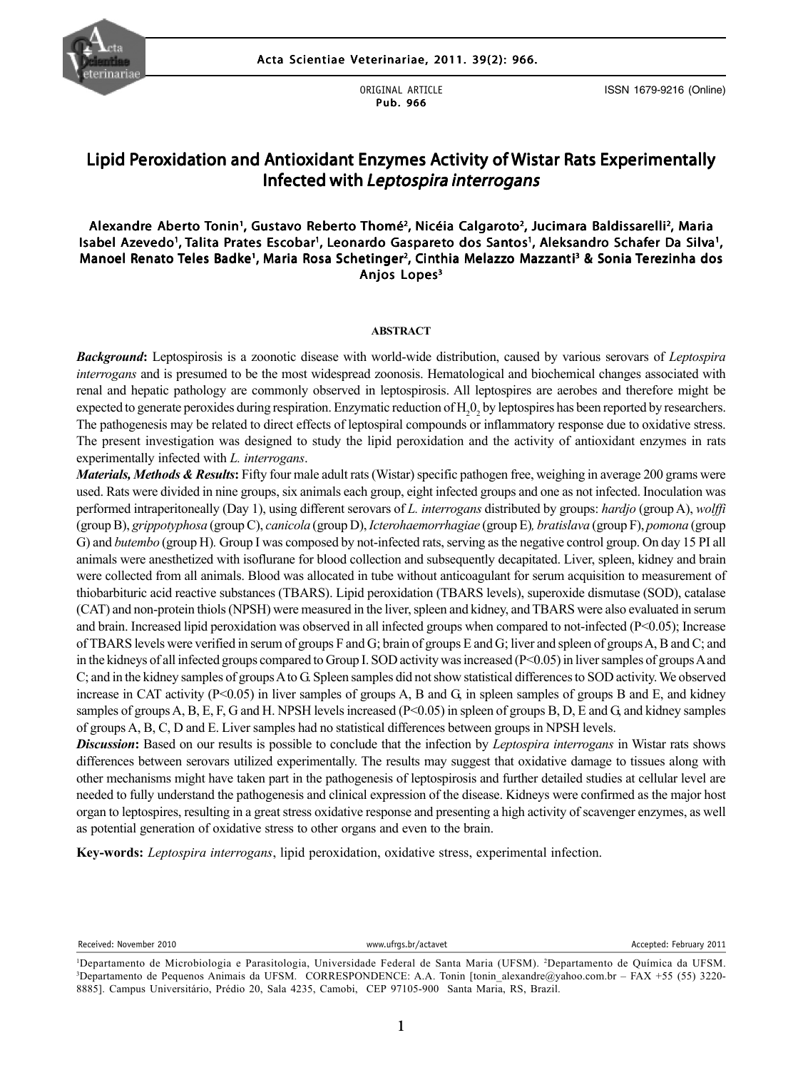ORIGINAL ARTICLE
Pub. 966

ISSN 1679-9216 (Online)

# Lipid Peroxidation and Antioxidant Enzymes Activity of Wistar Rats Experimentally Infected with *Leptospira interrogans*

**Alexandre Aberto Tonin[1], Gustavo Reberto Thomé[2], Nicéia Calgaroto[2], Jucimara Baldissarelli[2], Maria Isabel Azevedo[1], Talita Prates Escobar[1], Leonardo Gaspareto dos Santos[1], Aleksandro Schafer Da Silva[1], Manoel Renato Teles Badke[1], Maria Rosa Schetinger[2], Cinthia Melazzo Mazzanti[3] & Sonia Terezinha dos Anjos Lopes[3]**

## ABSTRACT

***Background*:** Leptospirosis is a zoonotic disease with world-wide distribution, caused by various serovars of *Leptospira interrogans* and is presumed to be the most widespread zoonosis. Hematological and biochemical changes associated with renal and hepatic pathology are commonly observed in leptospirosis. All leptospires are aerobes and therefore might be expected to generate peroxides during respiration. Enzymatic reduction of $H_20_2$ by leptospires has been reported by researchers. The pathogenesis may be related to direct effects of leptospiral compounds or inflammatory response due to oxidative stress. The present investigation was designed to study the lipid peroxidation and the activity of antioxidant enzymes in rats experimentally infected with *L. interrogans*.

***Materials, Methods & Results*:** Fifty four male adult rats (Wistar) specific pathogen free, weighing in average 200 grams were used. Rats were divided in nine groups, six animals each group, eight infected groups and one as not infected. Inoculation was performed intraperitoneally (Day 1), using different serovars of *L. interrogans* distributed by groups: *hardjo* (group A), *wolffi* (group B), *grippotyphosa* (group C), *canicola* (group D), *Icterohaemorrhagiae* (group E)*, bratislava* (group F), *pomona* (group G) and *butembo* (group H)*.* Group I was composed by not-infected rats, serving as the negative control group. On day 15 PI all animals were anesthetized with isoflurane for blood collection and subsequently decapitated. Liver, spleen, kidney and brain were collected from all animals. Blood was allocated in tube without anticoagulant for serum acquisition to measurement of thiobarbituric acid reactive substances (TBARS). Lipid peroxidation (TBARS levels), superoxide dismutase (SOD), catalase (CAT) and non-protein thiols (NPSH) were measured in the liver, spleen and kidney, and TBARS were also evaluated in serum and brain. Increased lipid peroxidation was observed in all infected groups when compared to not-infected ($P<0.05$); Increase of TBARS levels were verified in serum of groups F and G; brain of groups E and G; liver and spleen of groups A, B and C; and in the kidneys of all infected groups compared to Group I. SOD activity was increased ($P<0.05$) in liver samples of groups A and C; and in the kidney samples of groups A to G. Spleen samples did not show statistical differences to SOD activity. We observed increase in CAT activity ($P<0.05$) in liver samples of groups A, B and G, in spleen samples of groups B and E, and kidney samples of groups A, B, E, F, G and H. NPSH levels increased ($P<0.05$) in spleen of groups B, D, E and G, and kidney samples of groups A, B, C, D and E. Liver samples had no statistical differences between groups in NPSH levels.

***Discussion*:** Based on our results is possible to conclude that the infection by *Leptospira interrogans* in Wistar rats shows differences between serovars utilized experimentally. The results may suggest that oxidative damage to tissues along with other mechanisms might have taken part in the pathogenesis of leptospirosis and further detailed studies at cellular level are needed to fully understand the pathogenesis and clinical expression of the disease. Kidneys were confirmed as the major host organ to leptospires, resulting in a great stress oxidative response and presenting a high activity of scavenger enzymes, as well as potential generation of oxidative stress to other organs and even to the brain.

**Key-words:** *Leptospira interrogans*, lipid peroxidation, oxidative stress, experimental infection.

Received: November 2010 | www.ufrgs.br/actavet | Accepted: February 2011

[1]Departamento de Microbiologia e Parasitologia, Universidade Federal de Santa Maria (UFSM). [2]Departamento de Química da UFSM. [3]Departamento de Pequenos Animais da UFSM. CORRESPONDENCE: A.A. Tonin [tonin_alexandre@yahoo.com.br – FAX +55 (55) 3220-8885]. Campus Universitário, Prédio 20, Sala 4235, Camobi, CEP 97105-900 Santa Maria, RS, Brazil.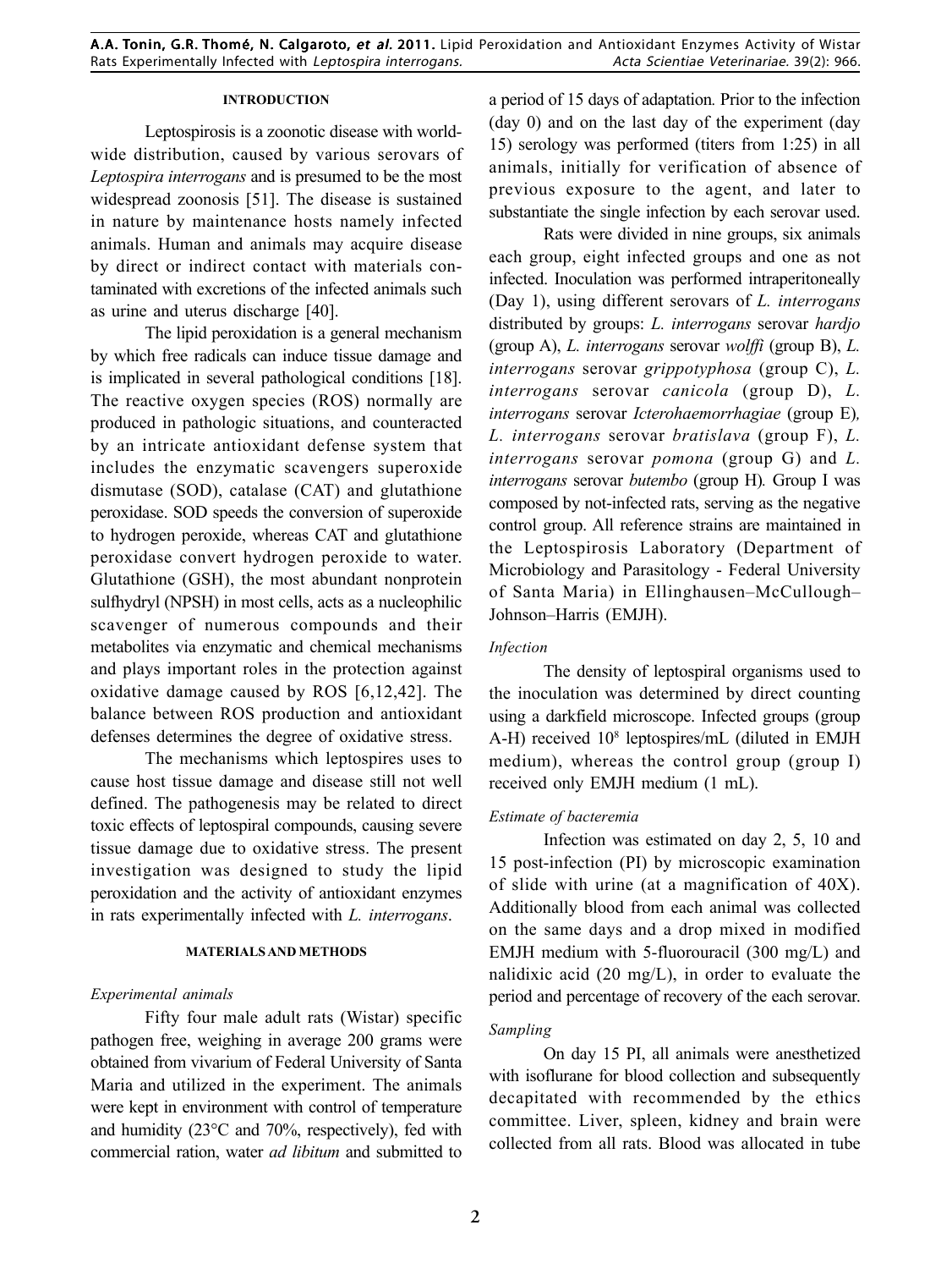## INTRODUCTION

Leptospirosis is a zoonotic disease with worldwide distribution, caused by various serovars of *Leptospira interrogans* and is presumed to be the most widespread zoonosis [51]. The disease is sustained in nature by maintenance hosts namely infected animals. Human and animals may acquire disease by direct or indirect contact with materials contaminated with excretions of the infected animals such as urine and uterus discharge [40].

The lipid peroxidation is a general mechanism by which free radicals can induce tissue damage and is implicated in several pathological conditions [18]. The reactive oxygen species (ROS) normally are produced in pathologic situations, and counteracted by an intricate antioxidant defense system that includes the enzymatic scavengers superoxide dismutase (SOD), catalase (CAT) and glutathione peroxidase. SOD speeds the conversion of superoxide to hydrogen peroxide, whereas CAT and glutathione peroxidase convert hydrogen peroxide to water. Glutathione (GSH), the most abundant nonprotein sulfhydryl (NPSH) in most cells, acts as a nucleophilic scavenger of numerous compounds and their metabolites via enzymatic and chemical mechanisms and plays important roles in the protection against oxidative damage caused by ROS [6,12,42]. The balance between ROS production and antioxidant defenses determines the degree of oxidative stress.

The mechanisms which leptospires uses to cause host tissue damage and disease still not well defined. The pathogenesis may be related to direct toxic effects of leptospiral compounds, causing severe tissue damage due to oxidative stress. The present investigation was designed to study the lipid peroxidation and the activity of antioxidant enzymes in rats experimentally infected with *L. interrogans*.

## MATERIALS AND METHODS

### *Experimental animals*

Fifty four male adult rats (Wistar) specific pathogen free, weighing in average 200 grams were obtained from vivarium of Federal University of Santa Maria and utilized in the experiment. The animals were kept in environment with control of temperature and humidity (23°C and 70%, respectively), fed with commercial ration, water *ad libitum* and submitted to a period of 15 days of adaptation. Prior to the infection (day 0) and on the last day of the experiment (day 15) serology was performed (titers from 1:25) in all animals, initially for verification of absence of previous exposure to the agent, and later to substantiate the single infection by each serovar used.

Rats were divided in nine groups, six animals each group, eight infected groups and one as not infected. Inoculation was performed intraperitoneally (Day 1), using different serovars of *L. interrogans* distributed by groups: *L. interrogans* serovar *hardjo* (group A), *L. interrogans* serovar *wolffi* (group B), *L. interrogans* serovar *grippotyphosa* (group C), *L. interrogans* serovar *canicola* (group D), *L. interrogans* serovar *Icterohaemorrhagiae* (group E), *L. interrogans* serovar *bratislava* (group F), *L. interrogans* serovar *pomona* (group G) and *L. interrogans* serovar *butembo* (group H). Group I was composed by not-infected rats, serving as the negative control group. All reference strains are maintained in the Leptospirosis Laboratory (Department of Microbiology and Parasitology - Federal University of Santa Maria) in Ellinghausen–McCullough–Johnson–Harris (EMJH).

### *Infection*

The density of leptospiral organisms used to the inoculation was determined by direct counting using a darkfield microscope. Infected groups (group A-H) received $10^8$ leptospires/mL (diluted in EMJH medium), whereas the control group (group I) received only EMJH medium (1 mL).

### *Estimate of bacteremia*

Infection was estimated on day 2, 5, 10 and 15 post-infection (PI) by microscopic examination of slide with urine (at a magnification of 40X). Additionally blood from each animal was collected on the same days and a drop mixed in modified EMJH medium with 5-fluorouracil (300 mg/L) and nalidixic acid (20 mg/L), in order to evaluate the period and percentage of recovery of the each serovar.

### *Sampling*

On day 15 PI, all animals were anesthetized with isoflurane for blood collection and subsequently decapitated with recommended by the ethics committee. Liver, spleen, kidney and brain were collected from all rats. Blood was allocated in tube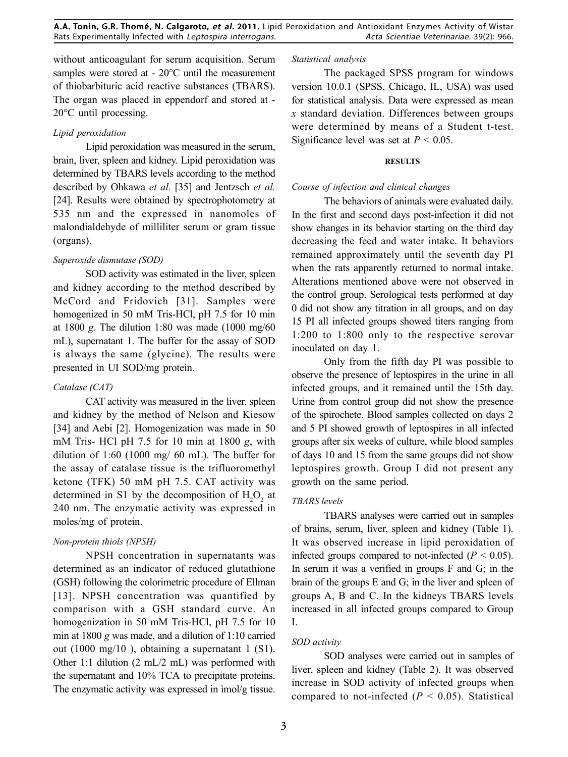without anticoagulant for serum acquisition. Serum samples were stored at - 20°C until the measurement of thiobarbituric acid reactive substances (TBARS). The organ was placed in eppendorf and stored at - 20°C until processing.

*Lipid peroxidation*

Lipid peroxidation was measured in the serum, brain, liver, spleen and kidney. Lipid peroxidation was determined by TBARS levels according to the method described by Ohkawa *et al.* [35] and Jentzsch *et al.* [24]. Results were obtained by spectrophotometry at 535 nm and the expressed in nanomoles of malondialdehyde of milliliter serum or gram tissue (organs).

*Superoxide dismutase (SOD)*

SOD activity was estimated in the liver, spleen and kidney according to the method described by McCord and Fridovich [31]. Samples were homogenized in 50 mM Tris-HCl, pH 7.5 for 10 min at 1800 *g*. The dilution 1:80 was made (1000 mg/60 mL), supernatant 1. The buffer for the assay of SOD is always the same (glycine). The results were presented in UI SOD/mg protein.

*Catalase (CAT)*

CAT activity was measured in the liver, spleen and kidney by the method of Nelson and Kiesow [34] and Aebi [2]. Homogenization was made in 50 mM Tris- HCl pH 7.5 for 10 min at 1800 *g*, with dilution of 1:60 (1000 mg/ 60 mL). The buffer for the assay of catalase tissue is the trifluoromethyl ketone (TFK) 50 mM pH 7.5. CAT activity was determined in S1 by the decomposition of $H_2O_2$ at 240 nm. The enzymatic activity was expressed in moles/mg of protein.

*Non-protein thiols (NPSH)*

NPSH concentration in supernatants was determined as an indicator of reduced glutathione (GSH) following the colorimetric procedure of Ellman [13]. NPSH concentration was quantified by comparison with a GSH standard curve. An homogenization in 50 mM Tris-HCl, pH 7.5 for 10 min at 1800 *g* was made, and a dilution of 1:10 carried out (1000 mg/10 ), obtaining a supernatant 1 (S1). Other 1:1 dilution (2 mL/2 mL) was performed with the supernatant and 10% TCA to precipitate proteins. The enzymatic activity was expressed in ìmol/g tissue.

*Statistical analysis*

The packaged SPSS program for windows version 10.0.1 (SPSS, Chicago, IL, USA) was used for statistical analysis. Data were expressed as mean *x* standard deviation. Differences between groups were determined by means of a Student t-test. Significance level was set at $P < 0.05$.

## RESULTS

*Course of infection and clinical changes*

The behaviors of animals were evaluated daily. In the first and second days post-infection it did not show changes in its behavior starting on the third day decreasing the feed and water intake. It behaviors remained approximately until the seventh day PI when the rats apparently returned to normal intake. Alterations mentioned above were not observed in the control group. Serological tests performed at day 0 did not show any titration in all groups, and on day 15 PI all infected groups showed titers ranging from 1:200 to 1:800 only to the respective serovar inoculated on day 1.

Only from the fifth day PI was possible to observe the presence of leptospires in the urine in all infected groups, and it remained until the 15th day. Urine from control group did not show the presence of the spirochete. Blood samples collected on days 2 and 5 PI showed growth of leptospires in all infected groups after six weeks of culture, while blood samples of days 10 and 15 from the same groups did not show leptospires growth. Group I did not present any growth on the same period.

*TBARS levels*

TBARS analyses were carried out in samples of brains, serum, liver, spleen and kidney (Table 1). It was observed increase in lipid peroxidation of infected groups compared to not-infected ($P < 0.05$). In serum it was a verified in groups F and G; in the brain of the groups E and G; in the liver and spleen of groups A, B and C. In the kidneys TBARS levels increased in all infected groups compared to Group I.

*SOD activity*

SOD analyses were carried out in samples of liver, spleen and kidney (Table 2). It was observed increase in SOD activity of infected groups when compared to not-infected ($P < 0.05$). Statistical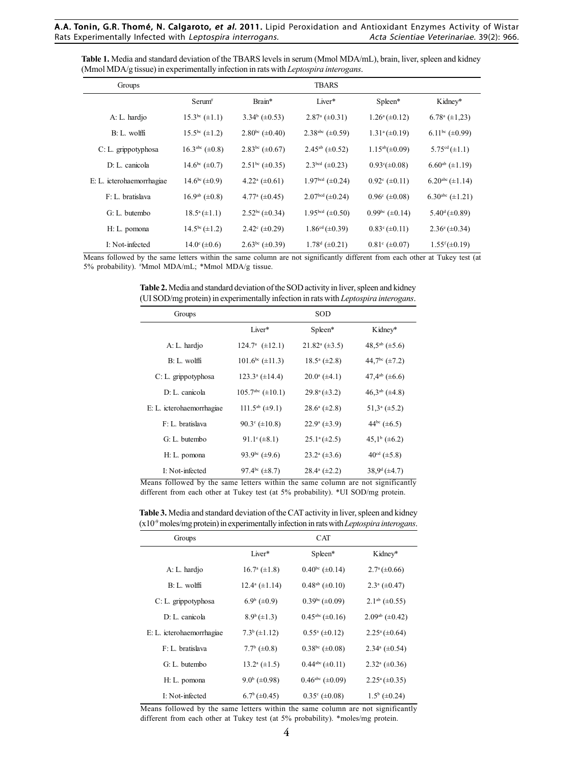**Table 1.** Media and standard deviation of the TBARS levels in serum (Mmol MDA/mL), brain, liver, spleen and kidney (Mmol MDA/g tissue) in experimentally infection in rats with *Leptospira interogans*.

| Groups | TBARS | | | | |
|---|---|---|---|---|---|
| | Serum# | Brain* | Liver* | Spleen* | Kidney* |
| A: L. hardjo | 15.3bc (±1.1) | 3.34b (±0.53) | 2.87a (±0.31) | 1.26a (±0.12) | 6.78a (±1,23) |
| B: L. wolffi | 15.5bc (±1.2) | 2.80bc (±0.40) | 2.38abc (±0.59) | 1.31a (±0.19) | 6.11bc (±0.99) |
| C: L. grippotyphosa | 16.3abc (±0.8) | 2.83bc (±0.67) | 2.45ab (±0.52) | 1.15ab (±0.09) | 5.75cd (±1.1) |
| D: L. canicola | 14.6bc (±0.7) | 2.51bc (±0.35) | 2.3bcd (±0.23) | 0.93c (±0.08) | 6.60ab (±1.19) |
| E: L. icterohaemorrhagiae | 14.6bc (±0.9) | 4.22a (±0.61) | 1.97bcd (±0.24) | 0.92c (±0.11) | 6.20abc (±1.14) |
| F: L. bratislava | 16.9ab (±0.8) | 4.77a (±0.45) | 2.07bcd (±0.24) | 0.96c (±0.08) | 6.30abc (±1.21) |
| G: L. butembo | 18.5a (±1.1) | 2.52bc (±0.34) | 1.95bcd (±0.50) | 0.99bc (±0.14) | 5.40d (±0.89) |
| H: L. pomona | 14.5bc (±1.2) | 2.42c (±0.29) | 1.86cd (±0.39) | 0.83c (±0.11) | 2.36e (±0.34) |
| I: Not-infected | 14.0c (±0.6) | 2.63bc (±0.39) | 1.78d (±0.21) | 0.81c (±0.07) | 1.55f (±0.19) |

Means followed by the same letters within the same column are not significantly different from each other at Tukey test (at 5% probability). #Mmol MDA/mL; *Mmol MDA/g tissue.

**Table 2.** Media and standard deviation of the SOD activity in liver, spleen and kidney (UI SOD/mg protein) in experimentally infection in rats with *Leptospira interogans*.

| Groups | SOD | | |
|---|---|---|---|
| | Liver* | Spleen* | Kidney* |
| A: L. hardjo | 124.7a (±12.1) | 21.82a (±3.5) | 48,5ab (±5.6) |
| B: L. wolffi | 101.6bc (±11.3) | 18.5a (±2.8) | 44,7bc (±7.2) |
| C: L. grippotyphosa | 123.3a (±14.4) | 20.0a (±4.1) | 47,4ab (±6.6) |
| D: L. canicola | 105.7abc (±10.1) | 29.8a (±3.2) | 46,3ab (±4.8) |
| E: L. icterohaemorrhagiae | 111.5ab (±9.1) | 28.6a (±2.8) | 51,3a (±5.2) |
| F: L. bratislava | 90.3c (±10.8) | 22.9a (±3.9) | 44bc (±6.5) |
| G: L. butembo | 91.1c (±8.1) | 25.1a (±2.5) | 45,1b (±6.2) |
| H: L. pomona | 93.9bc (±9.6) | 23.2a (±3.6) | 40cd (±5.8) |
| I: Not-infected | 97.4bc (±8.7) | 28.4a (±2.2) | 38,9d (±4.7) |

Means followed by the same letters within the same column are not significantly different from each other at Tukey test (at 5% probability). *UI SOD/mg protein.

**Table 3.** Media and standard deviation of the CAT activity in liver, spleen and kidney ($x10^{-9}$ moles/mg protein) in experimentally infection in rats with *Leptospira interogans*.

| Groups | CAT | | |
|---|---|---|---|
| | Liver* | Spleen* | Kidney* |
| A: L. hardjo | 16.7a (±1.8) | 0.40bc (±0.14) | 2.7a (±0.66) |
| B: L. wolffi | 12.4a (±1.14) | 0.48ab (±0.10) | 2.3a (±0.47) |
| C: L. grippotyphosa | 6.9b (±0.9) | 0.39bc (±0.09) | 2.1ab (±0.55) |
| D: L. canicola | 8.9b (±1.3) | 0.45abc (±0.16) | 2.09ab (±0.42) |
| E: L. icterohaemorrhagiae | 7.3b (±1.12) | 0.55a (±0.12) | 2.25a (±0.64) |
| F: L. bratislava | 7.7b (±0.8) | 0.38bc (±0.08) | 2.34a (±0.54) |
| G: L. butembo | 13.2a (±1.5) | 0.44abc (±0.11) | 2.32a (±0.36) |
| H: L. pomona | 9.0b (±0.98) | 0.46abc (±0.09) | 2.25a (±0.35) |
| I: Not-infected | 6.7b (±0.45) | 0.35c (±0.08) | 1.5b (±0.24) |

Means followed by the same letters within the same column are not significantly different from each other at Tukey test (at 5% probability). *moles/mg protein.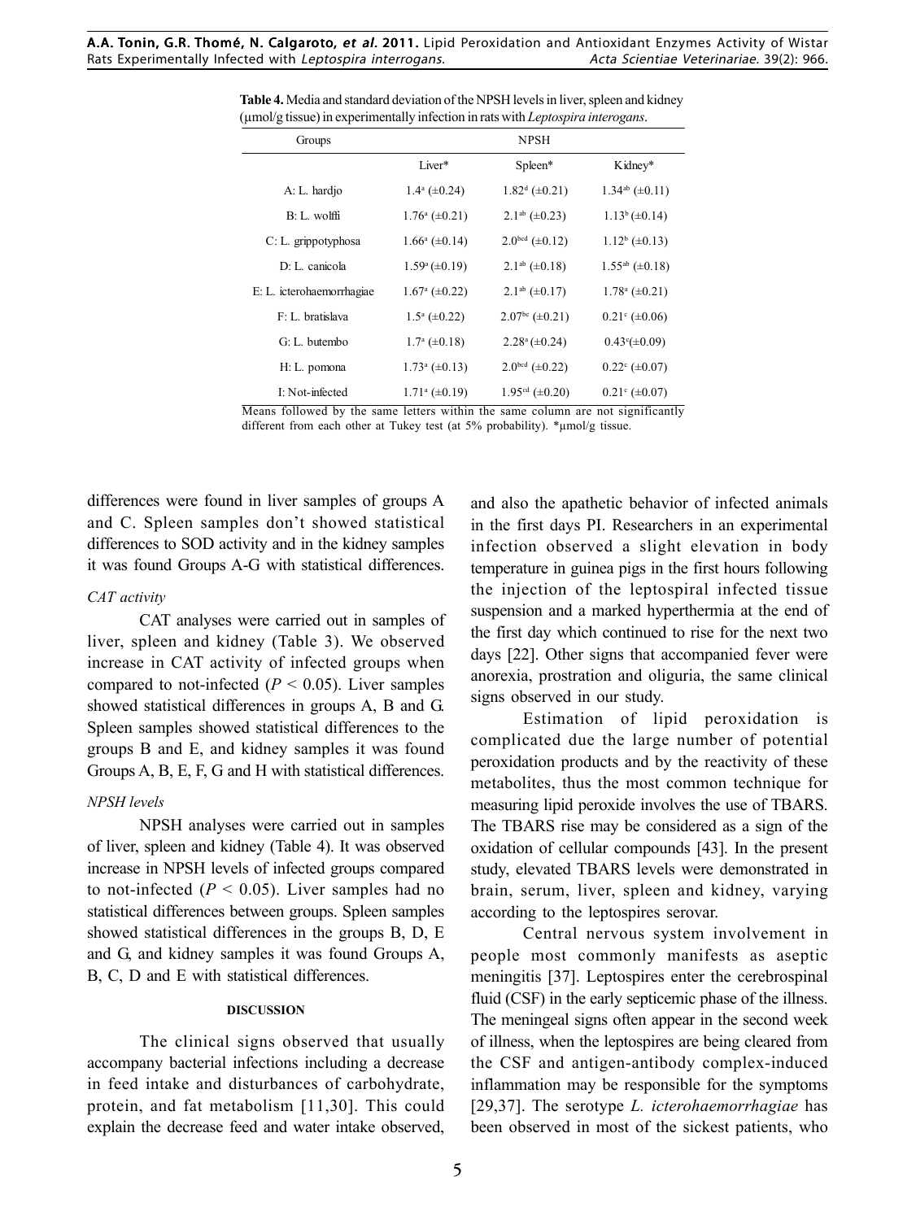**Table 4.** Media and standard deviation of the NPSH levels in liver, spleen and kidney (μmol/g tissue) in experimentally infection in rats with *Leptospira interogans*.

| Groups | NPSH | | |
|---|---|---|---|
| | Liver* | Spleen* | Kidney* |
| A: L. hardjo | 1.4[a] (±0.24) | 1.82[d] (±0.21) | 1.34[ab] (±0.11) |
| B: L. wolffi | 1.76[a] (±0.21) | 2.1[ab] (±0.23) | 1.13[b] (±0.14) |
| C: L. grippotyphosa | 1.66[a] (±0.14) | 2.0[bcd] (±0.12) | 1.12[b] (±0.13) |
| D: L. canicola | 1.59[a] (±0.19) | 2.1[ab] (±0.18) | 1.55[ab] (±0.18) |
| E: L. icterohaemorrhagiae | 1.67[a] (±0.22) | 2.1[ab] (±0.17) | 1.78[a] (±0.21) |
| F: L. bratislava | 1.5[a] (±0.22) | 2.07[bc] (±0.21) | 0.21[c] (±0.06) |
| G: L. butembo | 1.7[a] (±0.18) | 2.28[a] (±0.24) | 0.43[c] (±0.09) |
| H: L. pomona | 1.73[a] (±0.13) | 2.0[bcd] (±0.22) | 0.22[c] (±0.07) |
| I: Not-infected | 1.71[a] (±0.19) | 1.95[cd] (±0.20) | 0.21[c] (±0.07) |

Means followed by the same letters within the same column are not significantly different from each other at Tukey test (at 5% probability). *μmol/g tissue.

differences were found in liver samples of groups A and C. Spleen samples don't showed statistical differences to SOD activity and in the kidney samples it was found Groups A-G with statistical differences.

### *CAT activity*

CAT analyses were carried out in samples of liver, spleen and kidney (Table 3). We observed increase in CAT activity of infected groups when compared to not-infected ($P < 0.05$). Liver samples showed statistical differences in groups A, B and G. Spleen samples showed statistical differences to the groups B and E, and kidney samples it was found Groups A, B, E, F, G and H with statistical differences.

### *NPSH levels*

NPSH analyses were carried out in samples of liver, spleen and kidney (Table 4). It was observed increase in NPSH levels of infected groups compared to not-infected ($P < 0.05$). Liver samples had no statistical differences between groups. Spleen samples showed statistical differences in the groups B, D, E and G, and kidney samples it was found Groups A, B, C, D and E with statistical differences.

## DISCUSSION

The clinical signs observed that usually accompany bacterial infections including a decrease in feed intake and disturbances of carbohydrate, protein, and fat metabolism [11,30]. This could explain the decrease feed and water intake observed, and also the apathetic behavior of infected animals in the first days PI. Researchers in an experimental infection observed a slight elevation in body temperature in guinea pigs in the first hours following the injection of the leptospiral infected tissue suspension and a marked hyperthermia at the end of the first day which continued to rise for the next two days [22]. Other signs that accompanied fever were anorexia, prostration and oliguria, the same clinical signs observed in our study.

Estimation of lipid peroxidation is complicated due the large number of potential peroxidation products and by the reactivity of these metabolites, thus the most common technique for measuring lipid peroxide involves the use of TBARS. The TBARS rise may be considered as a sign of the oxidation of cellular compounds [43]. In the present study, elevated TBARS levels were demonstrated in brain, serum, liver, spleen and kidney, varying according to the leptospires serovar.

Central nervous system involvement in people most commonly manifests as aseptic meningitis [37]. Leptospires enter the cerebrospinal fluid (CSF) in the early septicemic phase of the illness. The meningeal signs often appear in the second week of illness, when the leptospires are being cleared from the CSF and antigen-antibody complex-induced inflammation may be responsible for the symptoms [29,37]. The serotype *L. icterohaemorrhagiae* has been observed in most of the sickest patients, who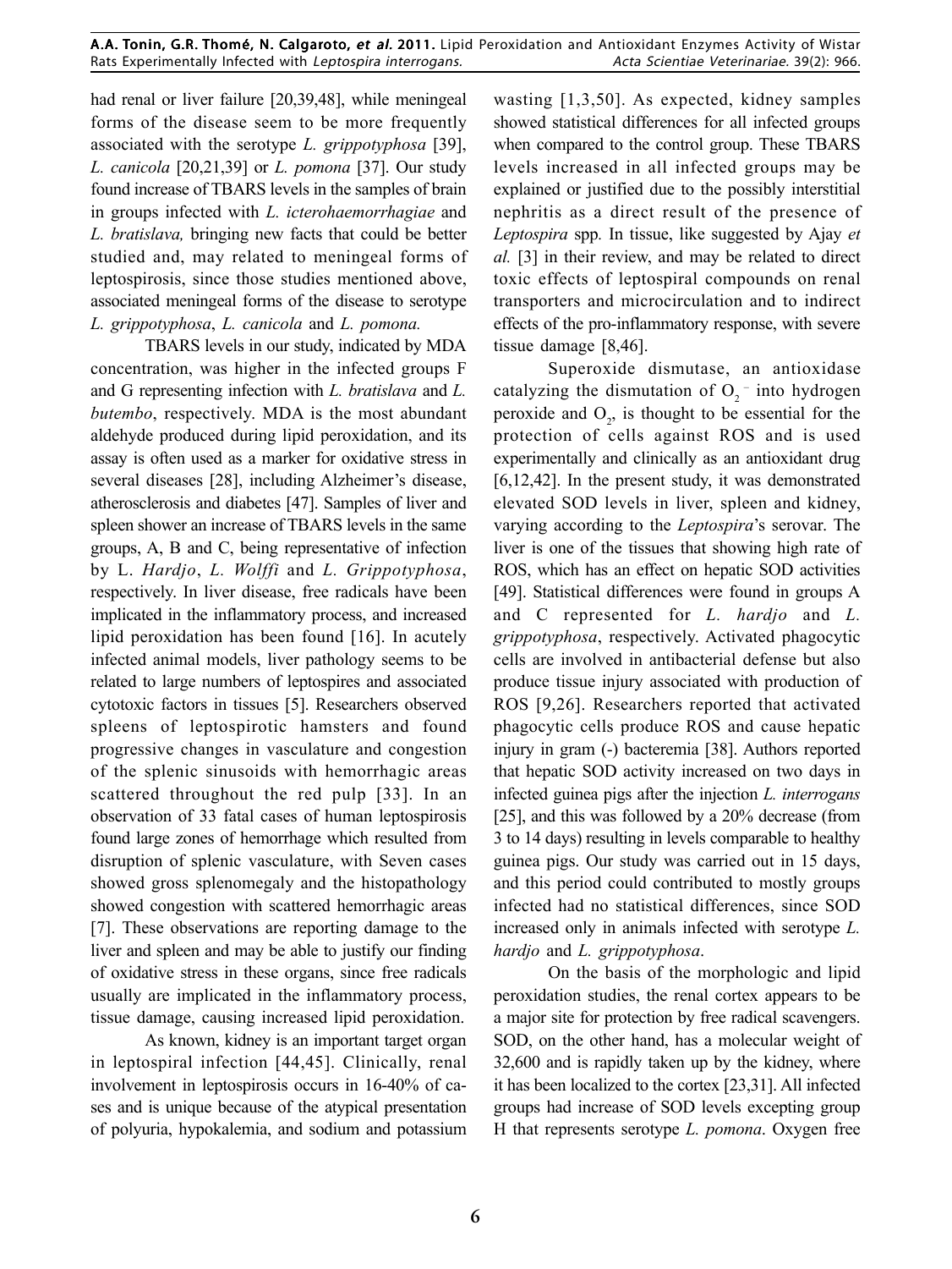had renal or liver failure [20,39,48], while meningeal forms of the disease seem to be more frequently associated with the serotype *L. grippotyphosa* [39], *L. canicola* [20,21,39] or *L. pomona* [37]. Our study found increase of TBARS levels in the samples of brain in groups infected with *L. icterohaemorrhagiae* and *L. bratislava,* bringing new facts that could be better studied and, may related to meningeal forms of leptospirosis, since those studies mentioned above, associated meningeal forms of the disease to serotype *L. grippotyphosa*, *L. canicola* and *L. pomona.*

TBARS levels in our study, indicated by MDA concentration, was higher in the infected groups F and G representing infection with *L. bratislava* and *L. butembo*, respectively. MDA is the most abundant aldehyde produced during lipid peroxidation, and its assay is often used as a marker for oxidative stress in several diseases [28], including Alzheimer's disease, atherosclerosis and diabetes [47]. Samples of liver and spleen shower an increase of TBARS levels in the same groups, A, B and C, being representative of infection by L. *Hardjo*, *L. Wolffi* and *L. Grippotyphosa*, respectively. In liver disease, free radicals have been implicated in the inflammatory process, and increased lipid peroxidation has been found [16]. In acutely infected animal models, liver pathology seems to be related to large numbers of leptospires and associated cytotoxic factors in tissues [5]. Researchers observed spleens of leptospirotic hamsters and found progressive changes in vasculature and congestion of the splenic sinusoids with hemorrhagic areas scattered throughout the red pulp [33]. In an observation of 33 fatal cases of human leptospirosis found large zones of hemorrhage which resulted from disruption of splenic vasculature, with Seven cases showed gross splenomegaly and the histopathology showed congestion with scattered hemorrhagic areas [7]. These observations are reporting damage to the liver and spleen and may be able to justify our finding of oxidative stress in these organs, since free radicals usually are implicated in the inflammatory process, tissue damage, causing increased lipid peroxidation.

As known, kidney is an important target organ in leptospiral infection [44,45]. Clinically, renal involvement in leptospirosis occurs in 16-40% of cases and is unique because of the atypical presentation of polyuria, hypokalemia, and sodium and potassium wasting [1,3,50]. As expected, kidney samples showed statistical differences for all infected groups when compared to the control group. These TBARS levels increased in all infected groups may be explained or justified due to the possibly interstitial nephritis as a direct result of the presence of *Leptospira* spp*.* In tissue, like suggested by Ajay *et al.* [3] in their review, and may be related to direct toxic effects of leptospiral compounds on renal transporters and microcirculation and to indirect effects of the pro-inflammatory response, with severe tissue damage [8,46].

Superoxide dismutase, an antioxidase catalyzing the dismutation of $O_2^-$ into hydrogen peroxide and $O_2$, is thought to be essential for the protection of cells against ROS and is used experimentally and clinically as an antioxidant drug [6,12,42]. In the present study, it was demonstrated elevated SOD levels in liver, spleen and kidney, varying according to the *Leptospira*'s serovar. The liver is one of the tissues that showing high rate of ROS, which has an effect on hepatic SOD activities [49]. Statistical differences were found in groups A and C represented for *L. hardjo* and *L. grippotyphosa*, respectively. Activated phagocytic cells are involved in antibacterial defense but also produce tissue injury associated with production of ROS [9,26]. Researchers reported that activated phagocytic cells produce ROS and cause hepatic injury in gram (-) bacteremia [38]. Authors reported that hepatic SOD activity increased on two days in infected guinea pigs after the injection *L. interrogans* [25], and this was followed by a 20% decrease (from 3 to 14 days) resulting in levels comparable to healthy guinea pigs. Our study was carried out in 15 days, and this period could contributed to mostly groups infected had no statistical differences, since SOD increased only in animals infected with serotype *L. hardjo* and *L. grippotyphosa*.

On the basis of the morphologic and lipid peroxidation studies, the renal cortex appears to be a major site for protection by free radical scavengers. SOD, on the other hand, has a molecular weight of 32,600 and is rapidly taken up by the kidney, where it has been localized to the cortex [23,31]. All infected groups had increase of SOD levels excepting group H that represents serotype *L. pomona*. Oxygen free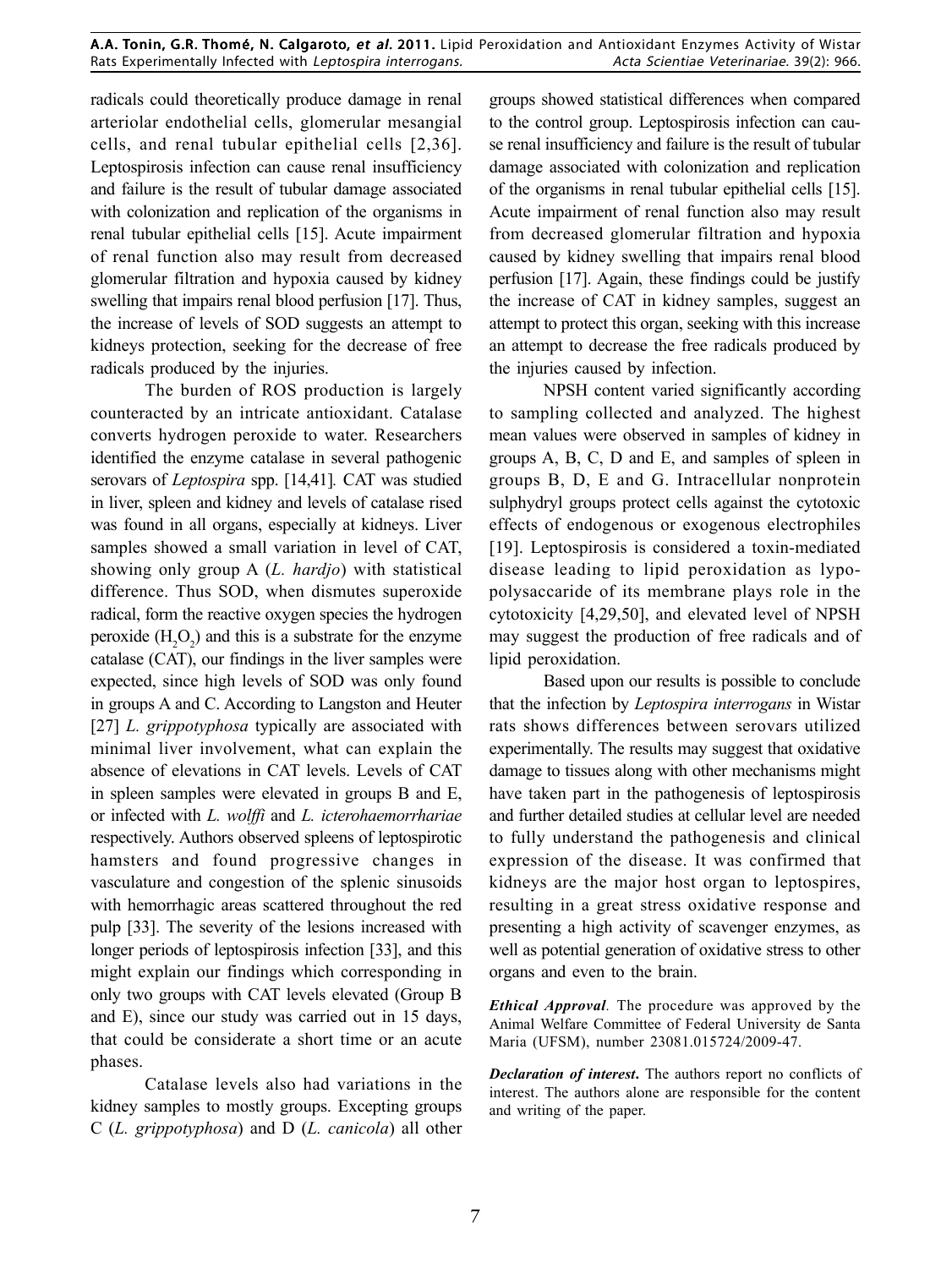radicals could theoretically produce damage in renal arteriolar endothelial cells, glomerular mesangial cells, and renal tubular epithelial cells [2,36]. Leptospirosis infection can cause renal insufficiency and failure is the result of tubular damage associated with colonization and replication of the organisms in renal tubular epithelial cells [15]. Acute impairment of renal function also may result from decreased glomerular filtration and hypoxia caused by kidney swelling that impairs renal blood perfusion [17]. Thus, the increase of levels of SOD suggests an attempt to kidneys protection, seeking for the decrease of free radicals produced by the injuries.

The burden of ROS production is largely counteracted by an intricate antioxidant. Catalase converts hydrogen peroxide to water. Researchers identified the enzyme catalase in several pathogenic serovars of *Leptospira* spp. [14,41]. CAT was studied in liver, spleen and kidney and levels of catalase rised was found in all organs, especially at kidneys. Liver samples showed a small variation in level of CAT, showing only group A (*L. hardjo*) with statistical difference. Thus SOD, when dismutes superoxide radical, form the reactive oxygen species the hydrogen peroxide ($H_2O_2$) and this is a substrate for the enzyme catalase (CAT), our findings in the liver samples were expected, since high levels of SOD was only found in groups A and C. According to Langston and Heuter [27] *L. grippotyphosa* typically are associated with minimal liver involvement, what can explain the absence of elevations in CAT levels. Levels of CAT in spleen samples were elevated in groups B and E, or infected with *L. wolffi* and *L. icterohaemorrhariae* respectively. Authors observed spleens of leptospirotic hamsters and found progressive changes in vasculature and congestion of the splenic sinusoids with hemorrhagic areas scattered throughout the red pulp [33]. The severity of the lesions increased with longer periods of leptospirosis infection [33], and this might explain our findings which corresponding in only two groups with CAT levels elevated (Group B and E), since our study was carried out in 15 days, that could be considerate a short time or an acute phases.

Catalase levels also had variations in the kidney samples to mostly groups. Excepting groups C (*L. grippotyphosa*) and D (*L. canicola*) all other groups showed statistical differences when compared to the control group. Leptospirosis infection can cause renal insufficiency and failure is the result of tubular damage associated with colonization and replication of the organisms in renal tubular epithelial cells [15]. Acute impairment of renal function also may result from decreased glomerular filtration and hypoxia caused by kidney swelling that impairs renal blood perfusion [17]. Again, these findings could be justify the increase of CAT in kidney samples, suggest an attempt to protect this organ, seeking with this increase an attempt to decrease the free radicals produced by the injuries caused by infection.

NPSH content varied significantly according to sampling collected and analyzed. The highest mean values were observed in samples of kidney in groups A, B, C, D and E, and samples of spleen in groups B, D, E and G. Intracellular nonprotein sulphydryl groups protect cells against the cytotoxic effects of endogenous or exogenous electrophiles [19]. Leptospirosis is considered a toxin-mediated disease leading to lipid peroxidation as lypopolysaccaride of its membrane plays role in the cytotoxicity [4,29,50], and elevated level of NPSH may suggest the production of free radicals and of lipid peroxidation.

Based upon our results is possible to conclude that the infection by *Leptospira interrogans* in Wistar rats shows differences between serovars utilized experimentally. The results may suggest that oxidative damage to tissues along with other mechanisms might have taken part in the pathogenesis of leptospirosis and further detailed studies at cellular level are needed to fully understand the pathogenesis and clinical expression of the disease. It was confirmed that kidneys are the major host organ to leptospires, resulting in a great stress oxidative response and presenting a high activity of scavenger enzymes, as well as potential generation of oxidative stress to other organs and even to the brain.

***Ethical Approval**.* The procedure was approved by the Animal Welfare Committee of Federal University de Santa Maria (UFSM), number 23081.015724/2009-47.

***Declaration of interest*.** The authors report no conflicts of interest. The authors alone are responsible for the content and writing of the paper.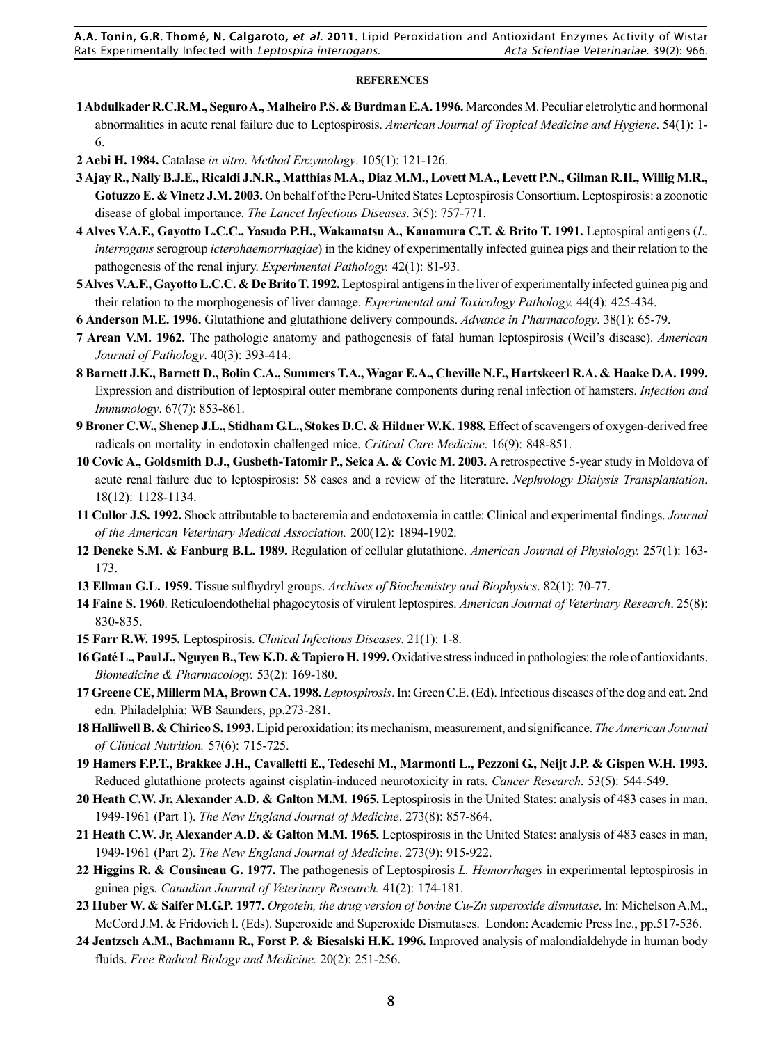**REFERENCES**

**1 Abdulkader R.C.R.M., Seguro A., Malheiro P.S. & Burdman E.A. 1996.** Marcondes M. Peculiar eletrolytic and hormonal abnormalities in acute renal failure due to Leptospirosis. *American Journal of Tropical Medicine and Hygiene*. 54(1): 1-6.

**2 Aebi H. 1984.** Catalase *in vitro*. *Method Enzymology*. 105(1): 121-126.

**3 Ajay R., Nally B.J.E., Ricaldi J.N.R., Matthias M.A., Diaz M.M., Lovett M.A., Levett P.N., Gilman R.H., Willig M.R., Gotuzzo E. & Vinetz J.M. 2003.** On behalf of the Peru-United States Leptospirosis Consortium. Leptospirosis: a zoonotic disease of global importance. *The Lancet Infectious Diseases*. 3(5): 757-771.

**4 Alves V.A.F., Gayotto L.C.C., Yasuda P.H., Wakamatsu A., Kanamura C.T. & Brito T. 1991.** Leptospiral antigens (*L. interrogans* serogroup *icterohaemorrhagiae*) in the kidney of experimentally infected guinea pigs and their relation to the pathogenesis of the renal injury. *Experimental Pathology.* 42(1): 81-93.

**5 Alves V.A.F., Gayotto L.C.C. & De Brito T. 1992.** Leptospiral antigens in the liver of experimentally infected guinea pig and their relation to the morphogenesis of liver damage. *Experimental and Toxicology Pathology.* 44(4): 425-434.

**6 Anderson M.E. 1996.** Glutathione and glutathione delivery compounds. *Advance in Pharmacology*. 38(1): 65-79.

**7 Arean V.M. 1962.** The pathologic anatomy and pathogenesis of fatal human leptospirosis (Weil's disease). *American Journal of Pathology*. 40(3): 393-414.

**8 Barnett J.K., Barnett D., Bolin C.A., Summers T.A., Wagar E.A., Cheville N.F., Hartskeerl R.A. & Haake D.A. 1999.** Expression and distribution of leptospiral outer membrane components during renal infection of hamsters. *Infection and Immunology*. 67(7): 853-861.

**9 Broner C.W., Shenep J.L., Stidham G.L., Stokes D.C. & Hildner W.K. 1988.** Effect of scavengers of oxygen-derived free radicals on mortality in endotoxin challenged mice. *Critical Care Medicine*. 16(9): 848-851.

**10 Covic A., Goldsmith D.J., Gusbeth-Tatomir P., Seica A. & Covic M. 2003.** A retrospective 5-year study in Moldova of acute renal failure due to leptospirosis: 58 cases and a review of the literature. *Nephrology Dialysis Transplantation*. 18(12): 1128-1134.

**11 Cullor J.S. 1992.** Shock attributable to bacteremia and endotoxemia in cattle: Clinical and experimental findings. *Journal of the American Veterinary Medical Association.* 200(12): 1894-1902.

**12 Deneke S.M. & Fanburg B.L. 1989.** Regulation of cellular glutathione. *American Journal of Physiology.* 257(1): 163-173.

**13 Ellman G.L. 1959.** Tissue sulfhydryl groups. *Archives of Biochemistry and Biophysics*. 82(1): 70-77.

**14 Faine S. 1960**. Reticuloendothelial phagocytosis of virulent leptospires. *American Journal of Veterinary Research*. 25(8): 830-835.

**15 Farr R.W. 1995.** Leptospirosis. *Clinical Infectious Diseases*. 21(1): 1-8.

**16 Gaté L., Paul J., Nguyen B., Tew K.D. & Tapiero H. 1999.** Oxidative stress induced in pathologies: the role of antioxidants. *Biomedicine & Pharmacology.* 53(2): 169-180.

**17 Greene CE, Millerm MA, Brown CA. 1998.** *Leptospirosis*. In: Green C.E. (Ed). Infectious diseases of the dog and cat. 2nd edn. Philadelphia: WB Saunders, pp.273-281.

**18 Halliwell B. & Chirico S. 1993.** Lipid peroxidation: its mechanism, measurement, and significance. *The American Journal of Clinical Nutrition.* 57(6): 715-725.

**19 Hamers F.P.T., Brakkee J.H., Cavalletti E., Tedeschi M., Marmonti L., Pezzoni G., Neijt J.P. & Gispen W.H. 1993.** Reduced glutathione protects against cisplatin-induced neurotoxicity in rats. *Cancer Research*. 53(5): 544-549.

**20 Heath C.W. Jr, Alexander A.D. & Galton M.M. 1965.** Leptospirosis in the United States: analysis of 483 cases in man, 1949-1961 (Part 1). *The New England Journal of Medicine*. 273(8): 857-864.

**21 Heath C.W. Jr, Alexander A.D. & Galton M.M. 1965.** Leptospirosis in the United States: analysis of 483 cases in man, 1949-1961 (Part 2). *The New England Journal of Medicine*. 273(9): 915-922.

**22 Higgins R. & Cousineau G. 1977.** The pathogenesis of Leptospirosis *L. Hemorrhages* in experimental leptospirosis in guinea pigs. *Canadian Journal of Veterinary Research.* 41(2): 174-181.

**23 Huber W. & Saifer M.G.P. 1977.** *Orgotein, the drug version of bovine Cu-Zn superoxide dismutase*. In: Michelson A.M., McCord J.M. & Fridovich I. (Eds). Superoxide and Superoxide Dismutases. London: Academic Press Inc., pp.517-536.

**24 Jentzsch A.M., Bachmann R., Forst P. & Biesalski H.K. 1996.** Improved analysis of malondialdehyde in human body fluids. *Free Radical Biology and Medicine.* 20(2): 251-256.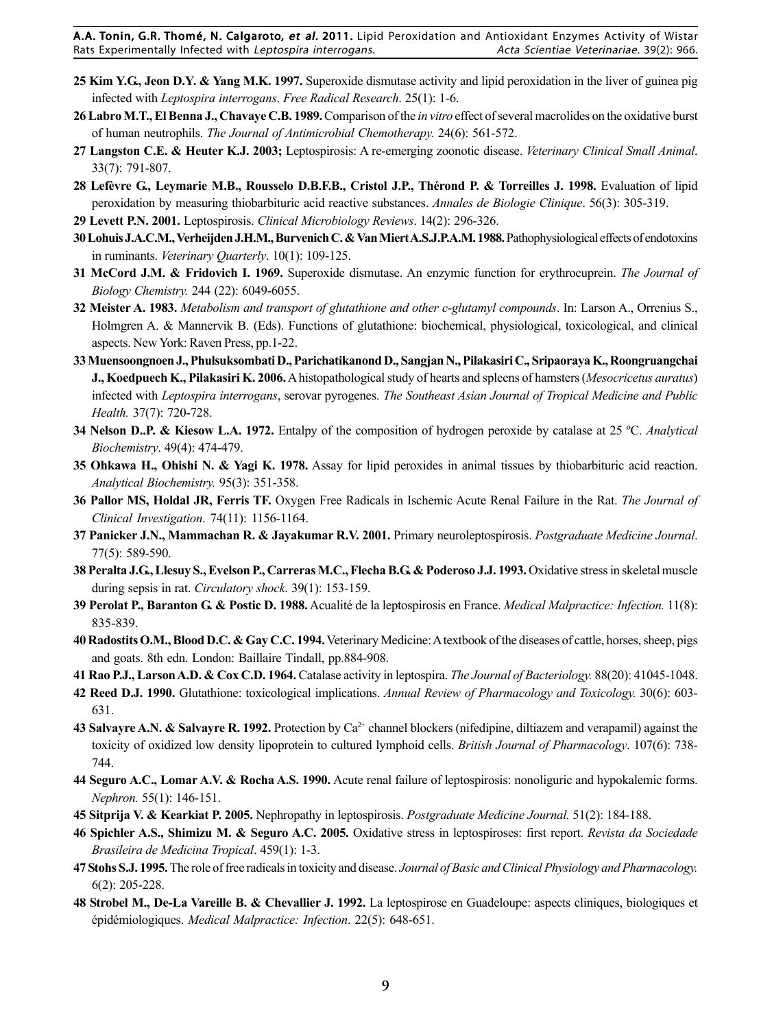**25 Kim Y.G., Jeon D.Y. & Yang M.K. 1997.** Superoxide dismutase activity and lipid peroxidation in the liver of guinea pig infected with *Leptospira interrogans*. *Free Radical Research*. 25(1): 1-6.

**26 Labro M.T., El Benna J., Chavaye C.B. 1989.** Comparison of the *in vitro* effect of several macrolides on the oxidative burst of human neutrophils. *The Journal of Antimicrobial Chemotherapy.* 24(6): 561-572.

**27 Langston C.E. & Heuter K.J. 2003;** Leptospirosis: A re-emerging zoonotic disease. *Veterinary Clinical Small Animal*. 33(7): 791-807.

**28 Lefèvre G., Leymarie M.B., Rousselo D.B.F.B., Cristol J.P., Thérond P. & Torreilles J. 1998.** Evaluation of lipid peroxidation by measuring thiobarbituric acid reactive substances. *Annales de Biologie Clinique*. 56(3): 305-319.

**29 Levett P.N. 2001.** Leptospirosis. *Clinical Microbiology Reviews*. 14(2): 296-326.

**30 Lohuis J.A.C.M., Verheijden J.H.M., Burvenich C. & Van Miert A.S.J.P.A.M. 1988.** Pathophysiological effects of endotoxins in ruminants. *Veterinary Quarterly*. 10(1): 109-125.

**31 McCord J.M. & Fridovich I. 1969.** Superoxide dismutase. An enzymic function for erythrocuprein. *The Journal of Biology Chemistry.* 244 (22): 6049-6055.

**32 Meister A. 1983.** *Metabolism and transport of glutathione and other c-glutamyl compounds*. In: Larson A., Orrenius S., Holmgren A. & Mannervik B. (Eds). Functions of glutathione: biochemical, physiological, toxicological, and clinical aspects. New York: Raven Press, pp.1-22.

**33 Muensoongnoen J., Phulsuksombati D., Parichatikanond D., Sangjan N., Pilakasiri C., Sripaoraya K., Roongruangchai J., Koedpuech K., Pilakasiri K. 2006.** A histopathological study of hearts and spleens of hamsters (*Mesocricetus auratus*) infected with *Leptospira interrogans*, serovar pyrogenes. *The Southeast Asian Journal of Tropical Medicine and Public Health.* 37(7): 720-728.

**34 Nelson D..P. & Kiesow L.A. 1972.** Entalpy of the composition of hydrogen peroxide by catalase at 25 ºC. *Analytical Biochemistry*. 49(4): 474-479.

**35 Ohkawa H., Ohishi N. & Yagi K. 1978.** Assay for lipid peroxides in animal tissues by thiobarbituric acid reaction. *Analytical Biochemistry.* 95(3): 351-358.

**36 Pallor MS, Holdal JR, Ferris TF.** Oxygen Free Radicals in Ischemic Acute Renal Failure in the Rat. *The Journal of Clinical Investigation*. 74(11): 1156-1164.

**37 Panicker J.N., Mammachan R. & Jayakumar R.V. 2001.** Primary neuroleptospirosis. *Postgraduate Medicine Journal*. 77(5): 589-590.

**38 Peralta J.G., Llesuy S., Evelson P., Carreras M.C., Flecha B.G. & Poderoso J.J. 1993.** Oxidative stress in skeletal muscle during sepsis in rat. *Circulatory shock.* 39(1): 153-159.

**39 Perolat P., Baranton G. & Postic D. 1988.** Acualité de la leptospirosis en France. *Medical Malpractice: Infection.* 11(8): 835-839.

**40 Radostits O.M., Blood D.C. & Gay C.C. 1994.** Veterinary Medicine: A textbook of the diseases of cattle, horses, sheep, pigs and goats. 8th edn. London: Baillaire Tindall, pp.884-908.

**41 Rao P.J., Larson A.D. & Cox C.D. 1964.** Catalase activity in leptospira. *The Journal of Bacteriology.* 88(20): 41045-1048.

**42 Reed D.J. 1990.** Glutathione: toxicological implications. *Annual Review of Pharmacology and Toxicology.* 30(6): 603-631.

**43 Salvayre A.N. & Salvayre R. 1992.** Protection by $Ca^{2+}$ channel blockers (nifedipine, diltiazem and verapamil) against the toxicity of oxidized low density lipoprotein to cultured lymphoid cells. *British Journal of Pharmacology*. 107(6): 738-744.

**44 Seguro A.C., Lomar A.V. & Rocha A.S. 1990.** Acute renal failure of leptospirosis: nonoliguric and hypokalemic forms. *Nephron.* 55(1): 146-151.

**45 Sitprija V. & Kearkiat P. 2005.** Nephropathy in leptospirosis. *Postgraduate Medicine Journal.* 51(2): 184-188.

**46 Spichler A.S., Shimizu M. & Seguro A.C. 2005.** Oxidative stress in leptospiroses: first report. *Revista da Sociedade Brasileira de Medicina Tropical*. 459(1): 1-3.

**47 Stohs S.J. 1995.** The role of free radicals in toxicity and disease. *Journal of Basic and Clinical Physiology and Pharmacology.* 6(2): 205-228.

**48 Strobel M., De-La Vareille B. & Chevallier J. 1992.** La leptospirose en Guadeloupe: aspects cliniques, biologiques et épidémiologiques. *Medical Malpractice: Infection*. 22(5): 648-651.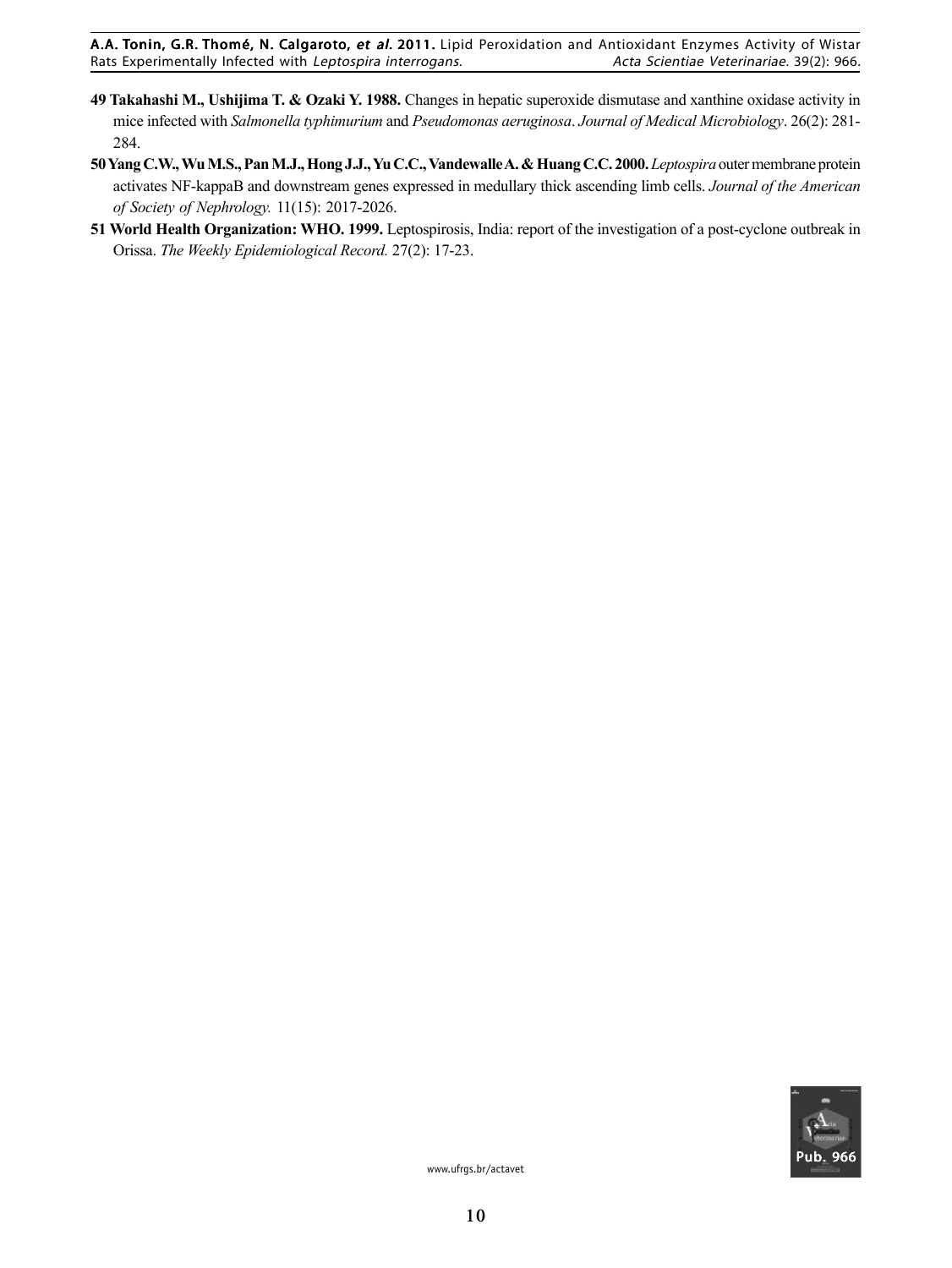**49 Takahashi M., Ushijima T. & Ozaki Y. 1988.** Changes in hepatic superoxide dismutase and xanthine oxidase activity in mice infected with *Salmonella typhimurium* and *Pseudomonas aeruginosa*. *Journal of Medical Microbiology*. 26(2): 281-284.

**50 Yang C.W., Wu M.S., Pan M.J., Hong J.J., Yu C.C., Vandewalle A. & Huang C.C. 2000.** *Leptospira* outer membrane protein activates NF-kappaB and downstream genes expressed in medullary thick ascending limb cells. *Journal of the American of Society of Nephrology.* 11(15): 2017-2026.

**51 World Health Organization: WHO. 1999.** Leptospirosis, India: report of the investigation of a post-cyclone outbreak in Orissa. *The Weekly Epidemiological Record.* 27(2): 17-23.